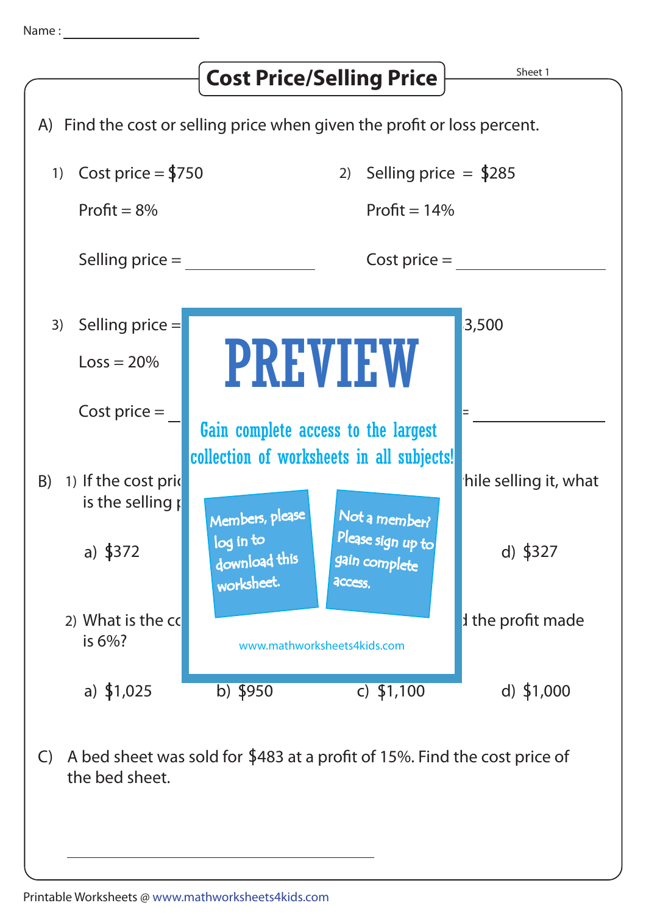Name : ____________________

# Cost Price/Selling Price

Sheet 1

A) Find the cost or selling price when given the profit or loss percent.

1) Cost price = $750

Profit = 8%

Selling price = ____________

2) Selling price = $285

Profit = 14%

Cost price = ____________

3) Selling price =

Loss = 20%

Cost price = ____________

3,500

= ____________

PREVIEW

Gain complete access to the largest collection of worksheets in all subjects!

Members, please log in to download this worksheet.

Not a member? Please sign up to gain complete access.

www.mathworksheets4kids.com

B) 1) If the cost pri hile selling it, what is the selling

a) $372

d) $327

2) What is the c d the profit made is 6%?

a) $1,025 b) $950 c) $1,100 d) $1,000

C) A bed sheet was sold for $483 at a profit of 15%. Find the cost price of the bed sheet.

____________________________________________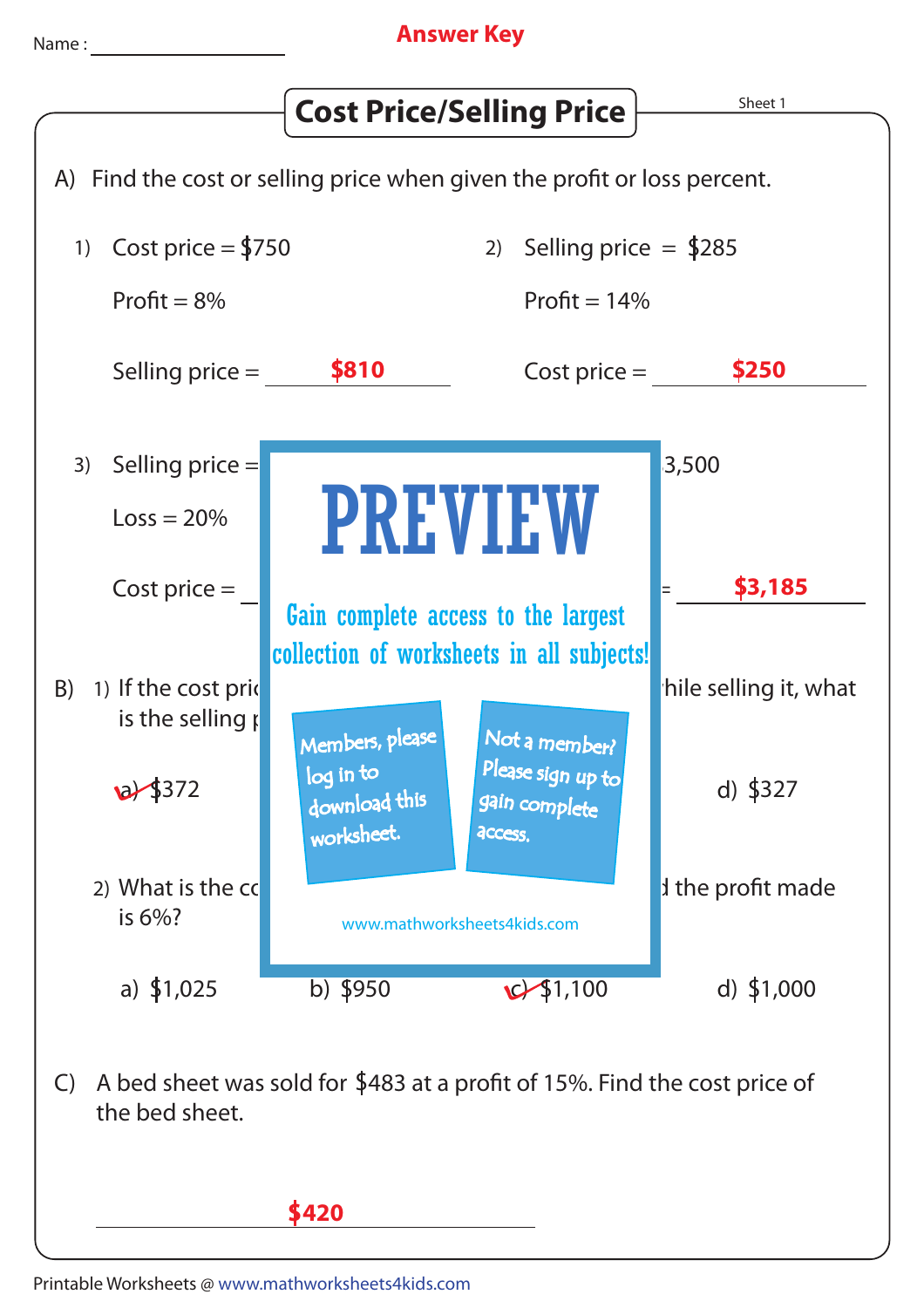Answer Key

Name :

# Cost Price/Selling Price

Sheet 1

A) Find the cost or selling price when given the profit or loss percent.

1) Cost price = $750

Profit = 8%

Selling price = **$810**

2) Selling price = $285

Profit = 14%

Cost price = **$250**

3) Selling price =

Loss = 20%

Cost price =

3,500

= **$3,185**

PREVIEW

Gain complete access to the largest collection of worksheets in all subjects!

Members, please log in to download this worksheet.

Not a member? Please sign up to gain complete access.

www.mathworksheets4kids.com

B) 1) If the cost pri... hile selling it, what is the selling ...

a) $372 ✓

d) $327

2) What is the c... the profit made is 6%?

a) $1,025 b) $950 c) $1,100 ✓ d) $1,000

C) A bed sheet was sold for $483 at a profit of 15%. Find the cost price of the bed sheet.

**$420**

Printable Worksheets @ www.mathworksheets4kids.com